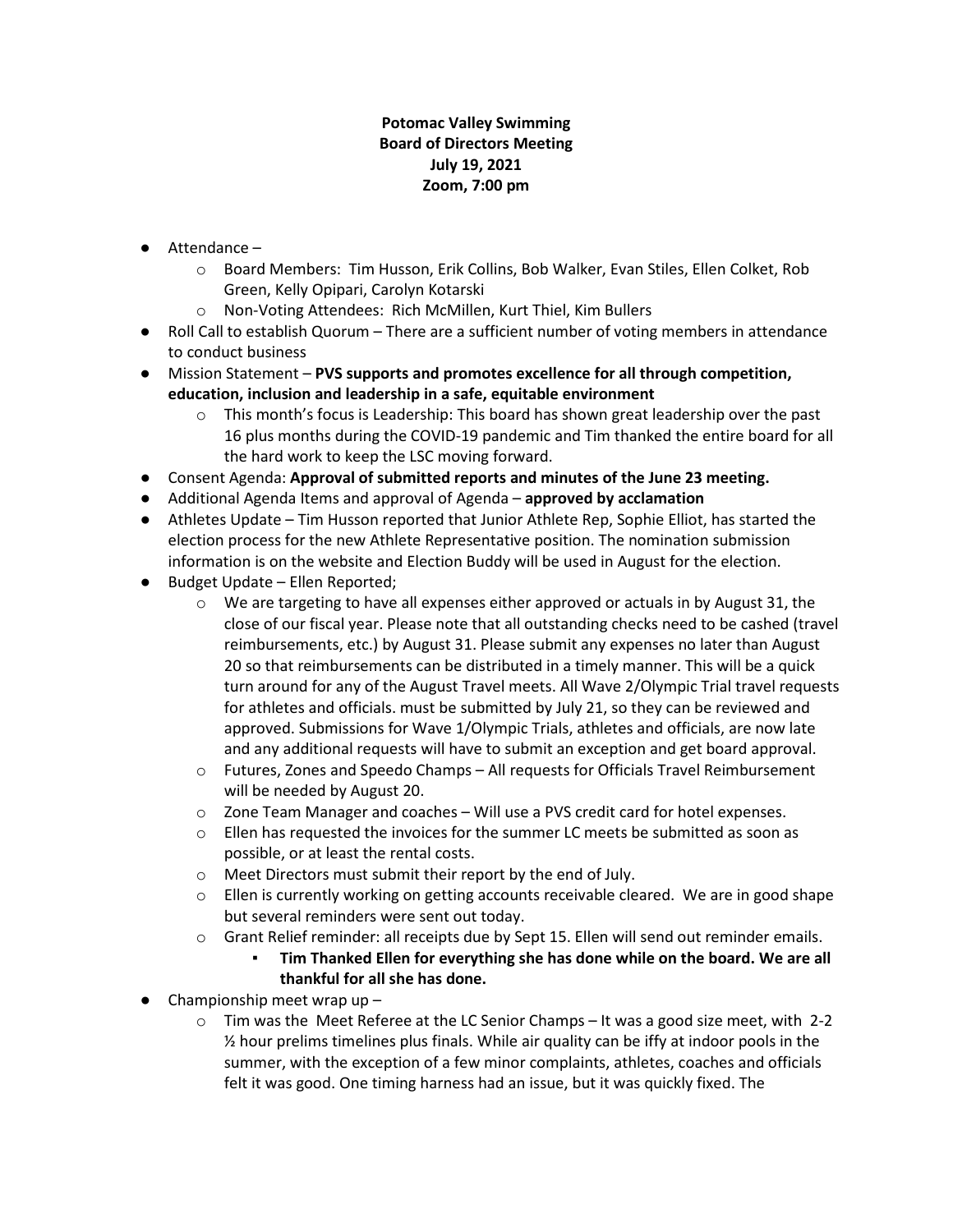**Potomac Valley Swimming**
**Board of Directors Meeting**
**July 19, 2021**
**Zoom, 7:00 pm**

- Attendance –
  - Board Members: Tim Husson, Erik Collins, Bob Walker, Evan Stiles, Ellen Colket, Rob Green, Kelly Opipari, Carolyn Kotarski
  - Non-Voting Attendees: Rich McMillen, Kurt Thiel, Kim Bullers
- Roll Call to establish Quorum – There are a sufficient number of voting members in attendance to conduct business
- Mission Statement – **PVS supports and promotes excellence for all through competition, education, inclusion and leadership in a safe, equitable environment**
  - This month's focus is Leadership: This board has shown great leadership over the past 16 plus months during the COVID-19 pandemic and Tim thanked the entire board for all the hard work to keep the LSC moving forward.
- Consent Agenda: **Approval of submitted reports and minutes of the June 23 meeting.**
- Additional Agenda Items and approval of Agenda – **approved by acclamation**
- Athletes Update – Tim Husson reported that Junior Athlete Rep, Sophie Elliot, has started the election process for the new Athlete Representative position. The nomination submission information is on the website and Election Buddy will be used in August for the election.
- Budget Update – Ellen Reported;
  - We are targeting to have all expenses either approved or actuals in by August 31, the close of our fiscal year. Please note that all outstanding checks need to be cashed (travel reimbursements, etc.) by August 31. Please submit any expenses no later than August 20 so that reimbursements can be distributed in a timely manner. This will be a quick turn around for any of the August Travel meets. All Wave 2/Olympic Trial travel requests for athletes and officials. must be submitted by July 21, so they can be reviewed and approved. Submissions for Wave 1/Olympic Trials, athletes and officials, are now late and any additional requests will have to submit an exception and get board approval.
  - Futures, Zones and Speedo Champs – All requests for Officials Travel Reimbursement will be needed by August 20.
  - Zone Team Manager and coaches – Will use a PVS credit card for hotel expenses.
  - Ellen has requested the invoices for the summer LC meets be submitted as soon as possible, or at least the rental costs.
  - Meet Directors must submit their report by the end of July.
  - Ellen is currently working on getting accounts receivable cleared. We are in good shape but several reminders were sent out today.
  - Grant Relief reminder: all receipts due by Sept 15. Ellen will send out reminder emails.
    - **Tim Thanked Ellen for everything she has done while on the board. We are all thankful for all she has done.**
- Championship meet wrap up –
  - Tim was the Meet Referee at the LC Senior Champs – It was a good size meet, with 2-2 ½ hour prelims timelines plus finals. While air quality can be iffy at indoor pools in the summer, with the exception of a few minor complaints, athletes, coaches and officials felt it was good. One timing harness had an issue, but it was quickly fixed. The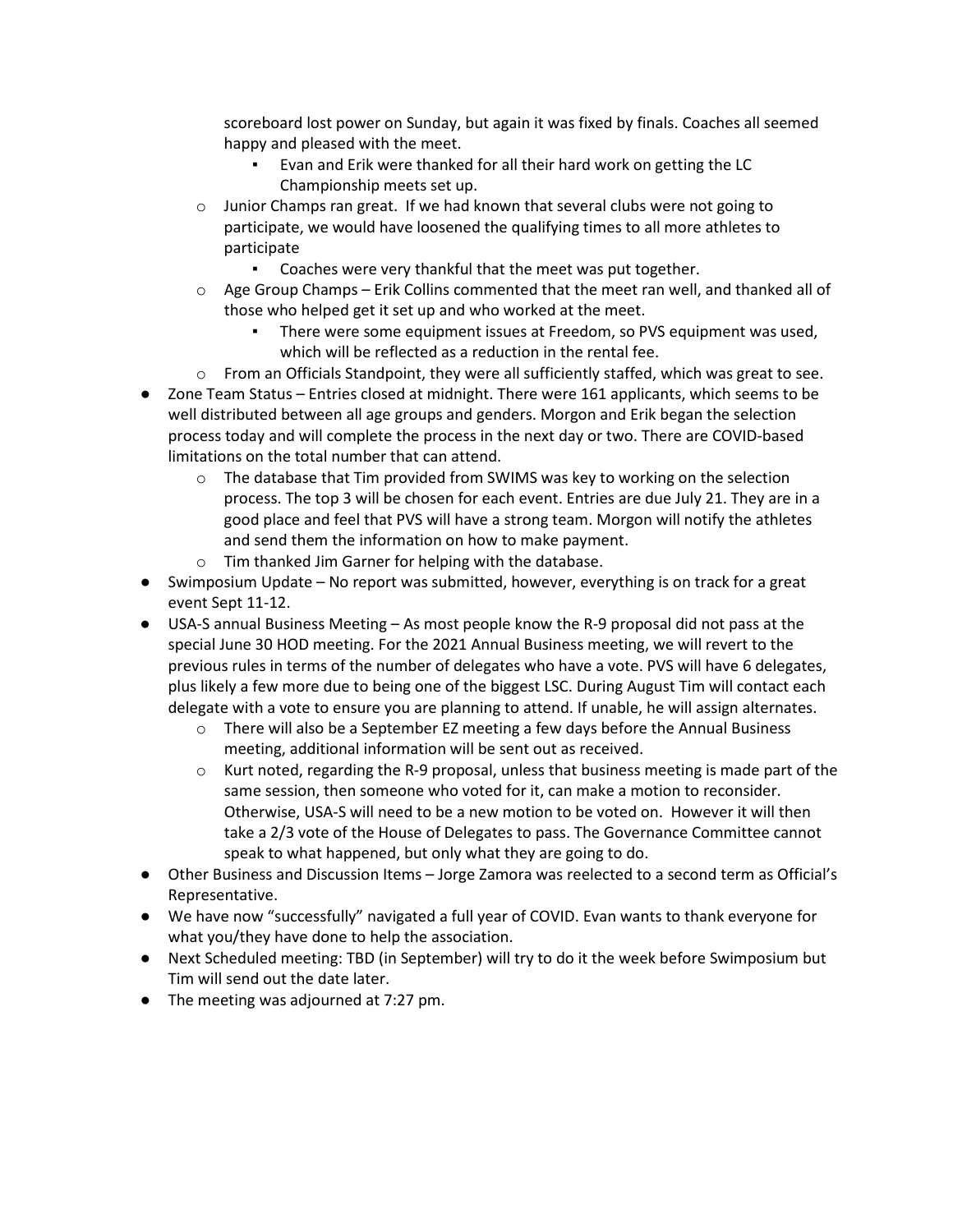scoreboard lost power on Sunday, but again it was fixed by finals. Coaches all seemed happy and pleased with the meet.
    - Evan and Erik were thanked for all their hard work on getting the LC Championship meets set up.
  - Junior Champs ran great. If we had known that several clubs were not going to participate, we would have loosened the qualifying times to all more athletes to participate
    - Coaches were very thankful that the meet was put together.
  - Age Group Champs – Erik Collins commented that the meet ran well, and thanked all of those who helped get it set up and who worked at the meet.
    - There were some equipment issues at Freedom, so PVS equipment was used, which will be reflected as a reduction in the rental fee.
  - From an Officials Standpoint, they were all sufficiently staffed, which was great to see.
- Zone Team Status – Entries closed at midnight. There were 161 applicants, which seems to be well distributed between all age groups and genders. Morgon and Erik began the selection process today and will complete the process in the next day or two. There are COVID-based limitations on the total number that can attend.
  - The database that Tim provided from SWIMS was key to working on the selection process. The top 3 will be chosen for each event. Entries are due July 21. They are in a good place and feel that PVS will have a strong team. Morgon will notify the athletes and send them the information on how to make payment.
  - Tim thanked Jim Garner for helping with the database.
- Swimposium Update – No report was submitted, however, everything is on track for a great event Sept 11-12.
- USA-S annual Business Meeting – As most people know the R-9 proposal did not pass at the special June 30 HOD meeting. For the 2021 Annual Business meeting, we will revert to the previous rules in terms of the number of delegates who have a vote. PVS will have 6 delegates, plus likely a few more due to being one of the biggest LSC. During August Tim will contact each delegate with a vote to ensure you are planning to attend. If unable, he will assign alternates.
  - There will also be a September EZ meeting a few days before the Annual Business meeting, additional information will be sent out as received.
  - Kurt noted, regarding the R-9 proposal, unless that business meeting is made part of the same session, then someone who voted for it, can make a motion to reconsider. Otherwise, USA-S will need to be a new motion to be voted on. However it will then take a 2/3 vote of the House of Delegates to pass. The Governance Committee cannot speak to what happened, but only what they are going to do.
- Other Business and Discussion Items – Jorge Zamora was reelected to a second term as Official's Representative.
- We have now "successfully" navigated a full year of COVID. Evan wants to thank everyone for what you/they have done to help the association.
- Next Scheduled meeting: TBD (in September) will try to do it the week before Swimposium but Tim will send out the date later.
- The meeting was adjourned at 7:27 pm.